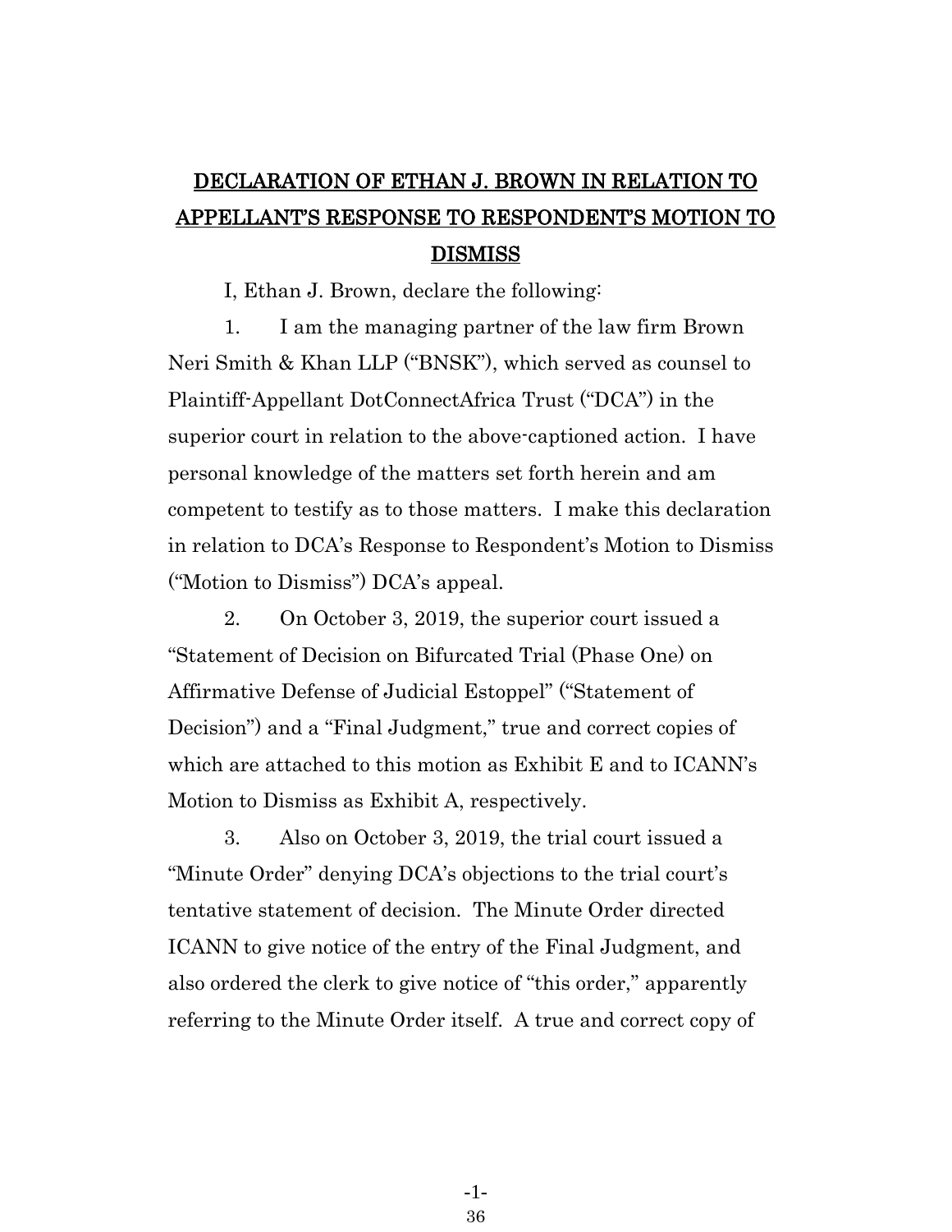# DECLARATION OF ETHAN J. BROWN IN RELATION TO APPELLANT'S RESPONSE TO RESPONDENT'S MOTION TO DISMISS

I, Ethan J. Brown, declare the following:

1. I am the managing partner of the law firm Brown Neri Smith & Khan LLP ("BNSK"), which served as counsel to Plaintiff-Appellant DotConnectAfrica Trust ("DCA") in the superior court in relation to the above-captioned action. I have personal knowledge of the matters set forth herein and am competent to testify as to those matters. I make this declaration in relation to DCA's Response to Respondent's Motion to Dismiss ("Motion to Dismiss") DCA's appeal.

2. On October 3, 2019, the superior court issued a "Statement of Decision on Bifurcated Trial (Phase One) on Affirmative Defense of Judicial Estoppel" ("Statement of Decision") and a "Final Judgment," true and correct copies of which are attached to this motion as Exhibit E and to ICANN's Motion to Dismiss as Exhibit A, respectively.

3. Also on October 3, 2019, the trial court issued a "Minute Order" denying DCA's objections to the trial court's tentative statement of decision. The Minute Order directed ICANN to give notice of the entry of the Final Judgment, and also ordered the clerk to give notice of "this order," apparently referring to the Minute Order itself. A true and correct copy of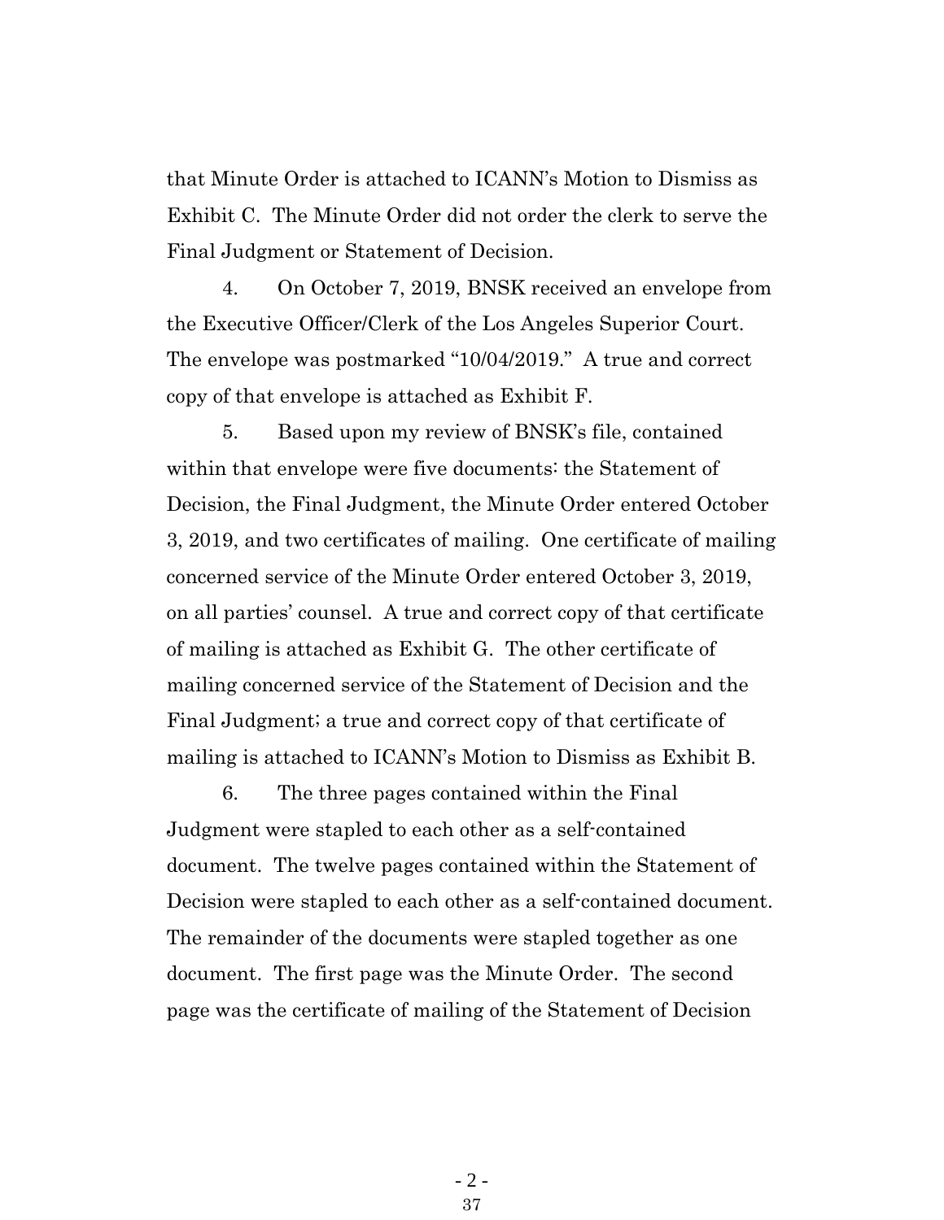that Minute Order is attached to ICANN's Motion to Dismiss as Exhibit C. The Minute Order did not order the clerk to serve the Final Judgment or Statement of Decision.

4. On October 7, 2019, BNSK received an envelope from the Executive Officer/Clerk of the Los Angeles Superior Court. The envelope was postmarked "10/04/2019." A true and correct copy of that envelope is attached as Exhibit F.

5. Based upon my review of BNSK's file, contained within that envelope were five documents: the Statement of Decision, the Final Judgment, the Minute Order entered October 3, 2019, and two certificates of mailing. One certificate of mailing concerned service of the Minute Order entered October 3, 2019, on all parties' counsel. A true and correct copy of that certificate of mailing is attached as Exhibit G. The other certificate of mailing concerned service of the Statement of Decision and the Final Judgment; a true and correct copy of that certificate of mailing is attached to ICANN's Motion to Dismiss as Exhibit B.

6. The three pages contained within the Final Judgment were stapled to each other as a self-contained document. The twelve pages contained within the Statement of Decision were stapled to each other as a self-contained document. The remainder of the documents were stapled together as one document. The first page was the Minute Order. The second page was the certificate of mailing of the Statement of Decision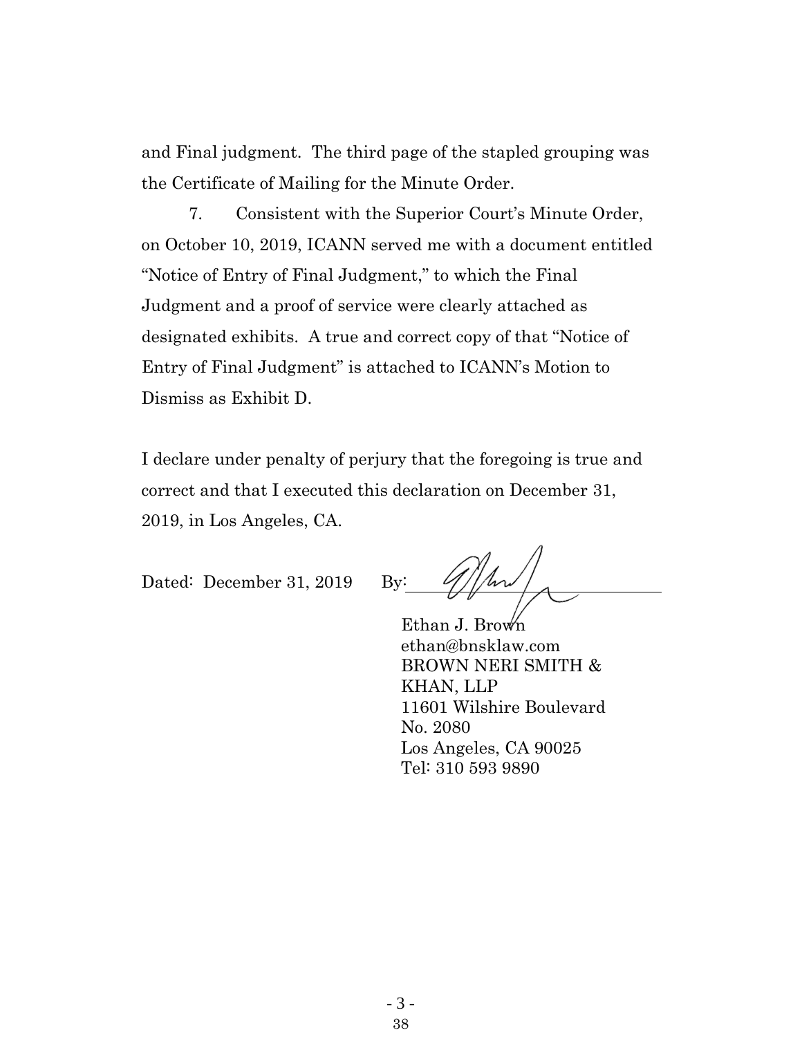and Final judgment. The third page of the stapled grouping was the Certificate of Mailing for the Minute Order.

7. Consistent with the Superior Court's Minute Order, on October 10, 2019, ICANN served me with a document entitled "Notice of Entry of Final Judgment," to which the Final Judgment and a proof of service were clearly attached as designated exhibits. A true and correct copy of that "Notice of Entry of Final Judgment" is attached to ICANN's Motion to Dismiss as Exhibit D.

I declare under penalty of perjury that the foregoing is true and correct and that I executed this declaration on December 31, 2019, in Los Angeles, CA.

Dated: December 31, 2019 By: ______________________

Ethan J. Brown
ethan@bnsklaw.com
BROWN NERI SMITH & KHAN, LLP
11601 Wilshire Boulevard
No. 2080
Los Angeles, CA 90025
Tel: 310 593 9890